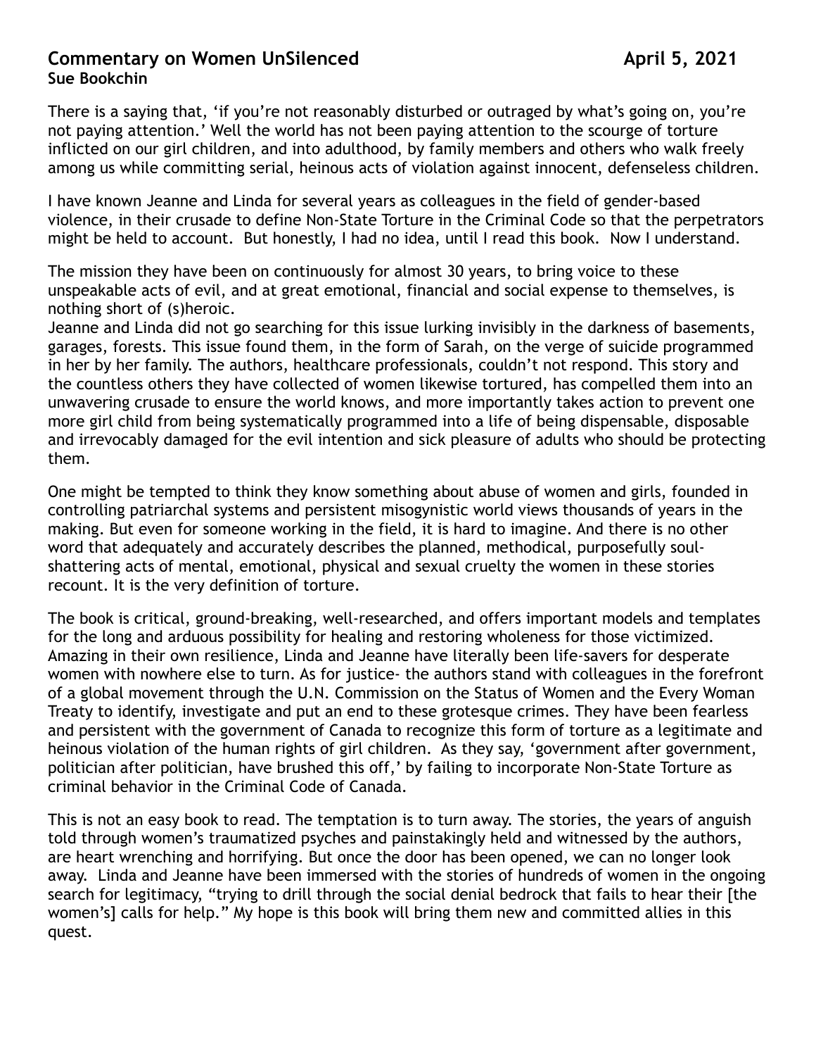# Commentary on Women UnSilenced April 5, 2021

**Sue Bookchin**

There is a saying that, 'if you're not reasonably disturbed or outraged by what's going on, you're not paying attention.' Well the world has not been paying attention to the scourge of torture inflicted on our girl children, and into adulthood, by family members and others who walk freely among us while committing serial, heinous acts of violation against innocent, defenseless children.

I have known Jeanne and Linda for several years as colleagues in the field of gender-based violence, in their crusade to define Non-State Torture in the Criminal Code so that the perpetrators might be held to account. But honestly, I had no idea, until I read this book. Now I understand.

The mission they have been on continuously for almost 30 years, to bring voice to these unspeakable acts of evil, and at great emotional, financial and social expense to themselves, is nothing short of (s)heroic.

Jeanne and Linda did not go searching for this issue lurking invisibly in the darkness of basements, garages, forests. This issue found them, in the form of Sarah, on the verge of suicide programmed in her by her family. The authors, healthcare professionals, couldn't not respond. This story and the countless others they have collected of women likewise tortured, has compelled them into an unwavering crusade to ensure the world knows, and more importantly takes action to prevent one more girl child from being systematically programmed into a life of being dispensable, disposable and irrevocably damaged for the evil intention and sick pleasure of adults who should be protecting them.

One might be tempted to think they know something about abuse of women and girls, founded in controlling patriarchal systems and persistent misogynistic world views thousands of years in the making. But even for someone working in the field, it is hard to imagine. And there is no other word that adequately and accurately describes the planned, methodical, purposefully soul-shattering acts of mental, emotional, physical and sexual cruelty the women in these stories recount. It is the very definition of torture.

The book is critical, ground-breaking, well-researched, and offers important models and templates for the long and arduous possibility for healing and restoring wholeness for those victimized. Amazing in their own resilience, Linda and Jeanne have literally been life-savers for desperate women with nowhere else to turn. As for justice- the authors stand with colleagues in the forefront of a global movement through the U.N. Commission on the Status of Women and the Every Woman Treaty to identify, investigate and put an end to these grotesque crimes. They have been fearless and persistent with the government of Canada to recognize this form of torture as a legitimate and heinous violation of the human rights of girl children. As they say, 'government after government, politician after politician, have brushed this off,' by failing to incorporate Non-State Torture as criminal behavior in the Criminal Code of Canada.

This is not an easy book to read. The temptation is to turn away. The stories, the years of anguish told through women's traumatized psyches and painstakingly held and witnessed by the authors, are heart wrenching and horrifying. But once the door has been opened, we can no longer look away. Linda and Jeanne have been immersed with the stories of hundreds of women in the ongoing search for legitimacy, "trying to drill through the social denial bedrock that fails to hear their [the women's] calls for help." My hope is this book will bring them new and committed allies in this quest.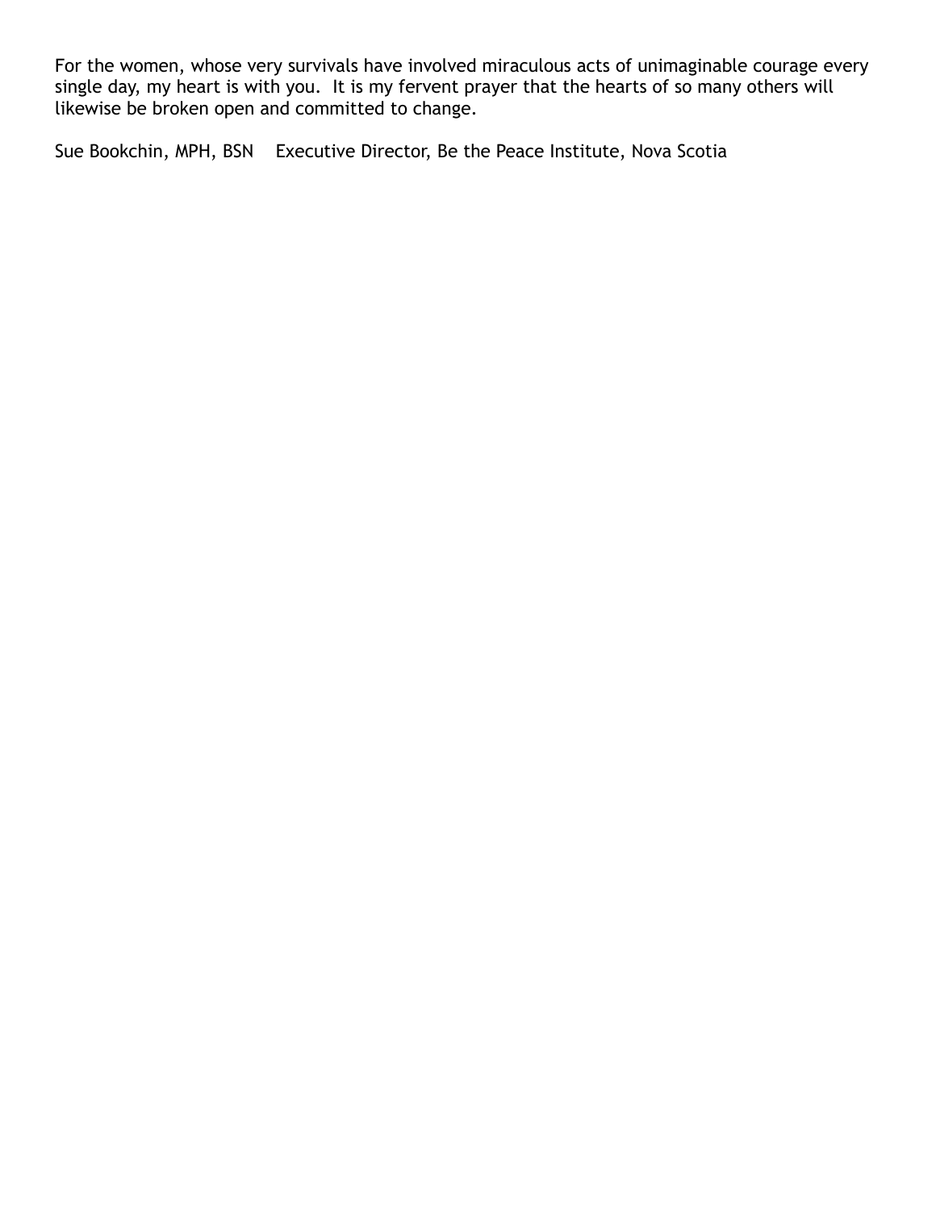For the women, whose very survivals have involved miraculous acts of unimaginable courage every single day, my heart is with you. It is my fervent prayer that the hearts of so many others will likewise be broken open and committed to change.

Sue Bookchin, MPH, BSN    Executive Director, Be the Peace Institute, Nova Scotia